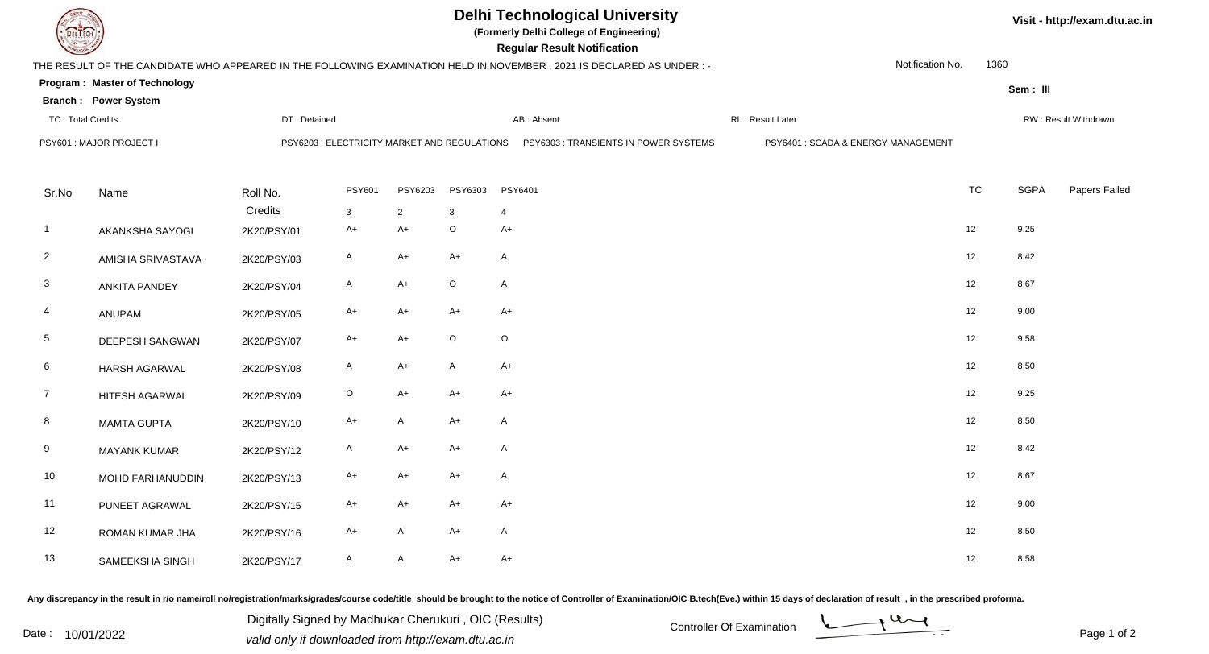# Delhi Technological University

**(Formerly Delhi College of Engineering)**

**Regular Result Notification**

Visit - http://exam.dtu.ac.in

THE RESULT OF THE CANDIDATE WHO APPEARED IN THE FOLLOWING EXAMINATION HELD IN NOVEMBER , 2021 IS DECLARED AS UNDER : -

Notification No. 1360

**Program : Master of Technology**

**Sem : III**

**Branch : Power System**

TC : Total Credits | DT : Detained | AB : Absent | RL : Result Later | RW : Result Withdrawn

PSY601 : MAJOR PROJECT I | PSY6203 : ELECTRICITY MARKET AND REGULATIONS | PSY6303 : TRANSIENTS IN POWER SYSTEMS | PSY6401 : SCADA & ENERGY MANAGEMENT

| Sr.No | Name | Roll No. | PSY601 | PSY6203 | PSY6303 | PSY6401 | TC | SGPA | Papers Failed |
|---|---|---|---|---|---|---|---|---|---|
| | | Credits | 3 | 2 | 3 | 4 | | | |
| 1 | AKANKSHA SAYOGI | 2K20/PSY/01 | A+ | A+ | O | A+ | 12 | 9.25 | |
| 2 | AMISHA SRIVASTAVA | 2K20/PSY/03 | A | A+ | A+ | A | 12 | 8.42 | |
| 3 | ANKITA PANDEY | 2K20/PSY/04 | A | A+ | O | A | 12 | 8.67 | |
| 4 | ANUPAM | 2K20/PSY/05 | A+ | A+ | A+ | A+ | 12 | 9.00 | |
| 5 | DEEPESH SANGWAN | 2K20/PSY/07 | A+ | A+ | O | O | 12 | 9.58 | |
| 6 | HARSH AGARWAL | 2K20/PSY/08 | A | A+ | A | A+ | 12 | 8.50 | |
| 7 | HITESH AGARWAL | 2K20/PSY/09 | O | A+ | A+ | A+ | 12 | 9.25 | |
| 8 | MAMTA GUPTA | 2K20/PSY/10 | A+ | A | A+ | A | 12 | 8.50 | |
| 9 | MAYANK KUMAR | 2K20/PSY/12 | A | A+ | A+ | A | 12 | 8.42 | |
| 10 | MOHD FARHANUDDIN | 2K20/PSY/13 | A+ | A+ | A+ | A | 12 | 8.67 | |
| 11 | PUNEET AGRAWAL | 2K20/PSY/15 | A+ | A+ | A+ | A+ | 12 | 9.00 | |
| 12 | ROMAN KUMAR JHA | 2K20/PSY/16 | A+ | A | A+ | A | 12 | 8.50 | |
| 13 | SAMEEKSHA SINGH | 2K20/PSY/17 | A | A | A+ | A+ | 12 | 8.58 | |

Any discrepancy in the result in r/o name/roll no/registration/marks/grades/course code/title should be brought to the notice of Controller of Examination/OIC B.tech(Eve.) within 15 days of declaration of result , in the prescribed proforma.

Date : 10/01/2022

Digitally Signed by Madhukar Cherukuri , OIC (Results)
*valid only if downloaded from http://exam.dtu.ac.in*

Controller Of Examination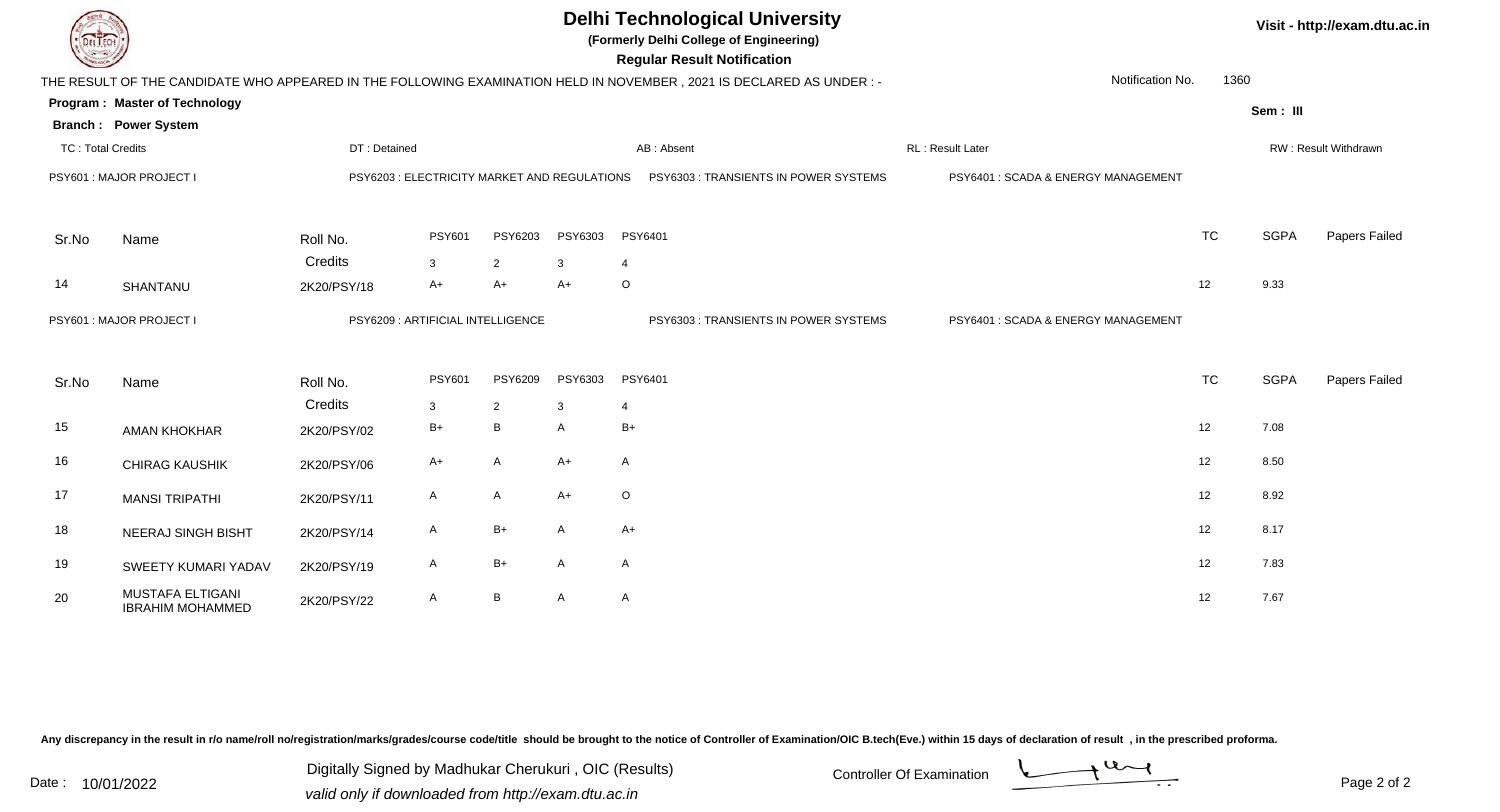# Delhi Technological University

**(Formerly Delhi College of Engineering)**

**Regular Result Notification**

Visit - http://exam.dtu.ac.in

THE RESULT OF THE CANDIDATE WHO APPEARED IN THE FOLLOWING EXAMINATION HELD IN NOVEMBER , 2021 IS DECLARED AS UNDER : -

Notification No. 1360

**Program : Master of Technology**

**Branch : Power System**

Sem : III

TC : Total Credits | DT : Detained | AB : Absent | RL : Result Later | RW : Result Withdrawn

PSY601 : MAJOR PROJECT I | PSY6203 : ELECTRICITY MARKET AND REGULATIONS | PSY6303 : TRANSIENTS IN POWER SYSTEMS | PSY6401 : SCADA & ENERGY MANAGEMENT

| Sr.No | Name | Roll No. | PSY601 | PSY6203 | PSY6303 | PSY6401 | TC | SGPA | Papers Failed |
|---|---|---|---|---|---|---|---|---|---|
| | | Credits | 3 | 2 | 3 | 4 | | | |
| 14 | SHANTANU | 2K20/PSY/18 | A+ | A+ | A+ | O | 12 | 9.33 | |

PSY601 : MAJOR PROJECT I | PSY6209 : ARTIFICIAL INTELLIGENCE | PSY6303 : TRANSIENTS IN POWER SYSTEMS | PSY6401 : SCADA & ENERGY MANAGEMENT

| Sr.No | Name | Roll No. | PSY601 | PSY6209 | PSY6303 | PSY6401 | TC | SGPA | Papers Failed |
|---|---|---|---|---|---|---|---|---|---|
| | | Credits | 3 | 2 | 3 | 4 | | | |
| 15 | AMAN KHOKHAR | 2K20/PSY/02 | B+ | B | A | B+ | 12 | 7.08 | |
| 16 | CHIRAG KAUSHIK | 2K20/PSY/06 | A+ | A | A+ | A | 12 | 8.50 | |
| 17 | MANSI TRIPATHI | 2K20/PSY/11 | A | A | A+ | O | 12 | 8.92 | |
| 18 | NEERAJ SINGH BISHT | 2K20/PSY/14 | A | B+ | A | A+ | 12 | 8.17 | |
| 19 | SWEETY KUMARI YADAV | 2K20/PSY/19 | A | B+ | A | A | 12 | 7.83 | |
| 20 | MUSTAFA ELTIGANI IBRAHIM MOHAMMED | 2K20/PSY/22 | A | B | A | A | 12 | 7.67 | |

Any discrepancy in the result in r/o name/roll no/registration/marks/grades/course code/title should be brought to the notice of Controller of Examination/OIC B.tech(Eve.) within 15 days of declaration of result , in the prescribed proforma.

Date : 10/01/2022

Digitally Signed by Madhukar Cherukuri , OIC (Results)
valid only if downloaded from http://exam.dtu.ac.in

Controller Of Examination